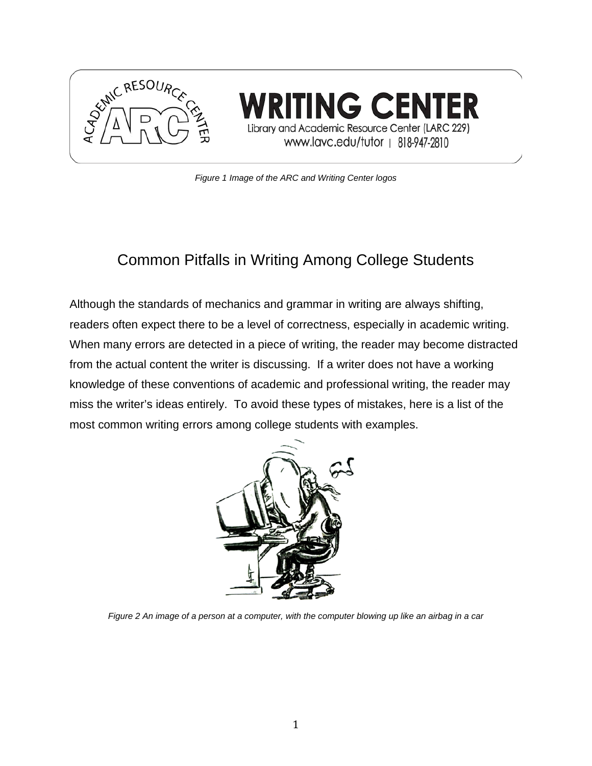Figure 1 Image of the ARC and Writing Center logos

# Common Pitfalls in Writing Among College Students

Although the standards of mechanics and grammar in writing are always shifting, readers often expect there to be a level of correctness, especially in academic writing. When many errors are detected in a piece of writing, the reader may become distracted from the actual content the writer is discussing. If a writer does not have a working knowledge of these conventions of academic and professional writing, the reader may miss the writer's ideas entirely. To avoid these types of mistakes, here is a list of the most common writing errors among college students with examples.

*Figure 2 An image of a person at a computer, with the computer blowing up like an airbag in a car*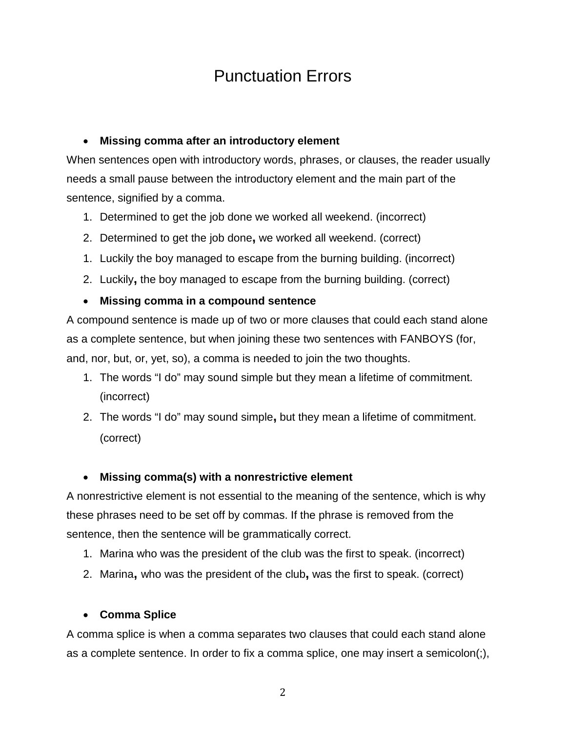# Punctuation Errors

- **Missing comma after an introductory element**

When sentences open with introductory words, phrases, or clauses, the reader usually needs a small pause between the introductory element and the main part of the sentence, signified by a comma.

1. Determined to get the job done we worked all weekend. (incorrect)
2. Determined to get the job done**,** we worked all weekend. (correct)

1. Luckily the boy managed to escape from the burning building. (incorrect)
2. Luckily**,** the boy managed to escape from the burning building. (correct)

- **Missing comma in a compound sentence**

A compound sentence is made up of two or more clauses that could each stand alone as a complete sentence, but when joining these two sentences with FANBOYS (for, and, nor, but, or, yet, so), a comma is needed to join the two thoughts.

1. The words “I do” may sound simple but they mean a lifetime of commitment. (incorrect)
2. The words “I do” may sound simple**,** but they mean a lifetime of commitment. (correct)

- **Missing comma(s) with a nonrestrictive element**

A nonrestrictive element is not essential to the meaning of the sentence, which is why these phrases need to be set off by commas. If the phrase is removed from the sentence, then the sentence will be grammatically correct.

1. Marina who was the president of the club was the first to speak. (incorrect)
2. Marina**,** who was the president of the club**,** was the first to speak. (correct)

- **Comma Splice**

A comma splice is when a comma separates two clauses that could each stand alone as a complete sentence. In order to fix a comma splice, one may insert a semicolon(;),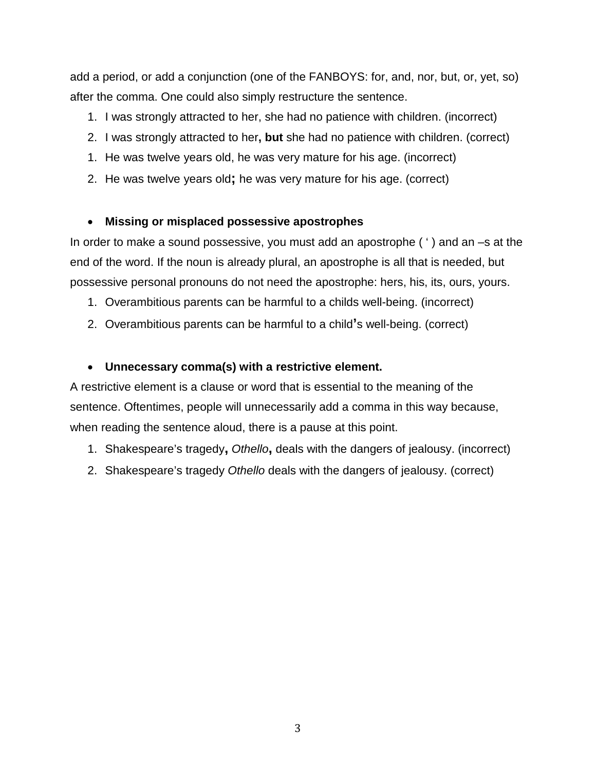add a period, or add a conjunction (one of the FANBOYS: for, and, nor, but, or, yet, so) after the comma. One could also simply restructure the sentence.

1. I was strongly attracted to her, she had no patience with children. (incorrect)
2. I was strongly attracted to her**, but** she had no patience with children. (correct)

1. He was twelve years old, he was very mature for his age. (incorrect)
2. He was twelve years old**;** he was very mature for his age. (correct)

- **Missing or misplaced possessive apostrophes**

In order to make a sound possessive, you must add an apostrophe ( ' ) and an –s at the end of the word. If the noun is already plural, an apostrophe is all that is needed, but possessive personal pronouns do not need the apostrophe: hers, his, its, ours, yours.

1. Overambitious parents can be harmful to a childs well-being. (incorrect)
2. Overambitious parents can be harmful to a child**'**s well-being. (correct)

- **Unnecessary comma(s) with a restrictive element.**

A restrictive element is a clause or word that is essential to the meaning of the sentence. Oftentimes, people will unnecessarily add a comma in this way because, when reading the sentence aloud, there is a pause at this point.

1. Shakespeare's tragedy**,** *Othello***,** deals with the dangers of jealousy. (incorrect)
2. Shakespeare's tragedy *Othello* deals with the dangers of jealousy. (correct)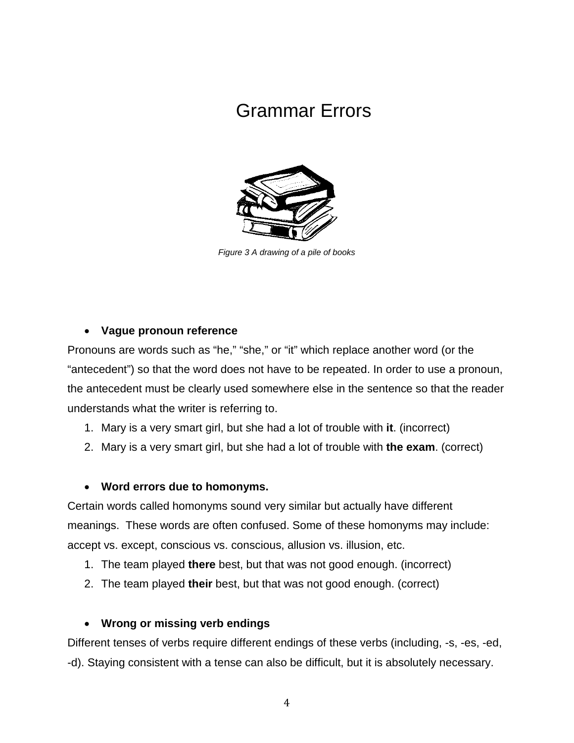# Grammar Errors

*Figure 3 A drawing of a pile of books*

- **Vague pronoun reference**

Pronouns are words such as “he,” “she,” or “it” which replace another word (or the “antecedent”) so that the word does not have to be repeated. In order to use a pronoun, the antecedent must be clearly used somewhere else in the sentence so that the reader understands what the writer is referring to.

1. Mary is a very smart girl, but she had a lot of trouble with **it**. (incorrect)
2. Mary is a very smart girl, but she had a lot of trouble with **the exam**. (correct)

- **Word errors due to homonyms.**

Certain words called homonyms sound very similar but actually have different meanings. These words are often confused. Some of these homonyms may include: accept vs. except, conscious vs. conscious, allusion vs. illusion, etc.

1. The team played **there** best, but that was not good enough. (incorrect)
2. The team played **their** best, but that was not good enough. (correct)

- **Wrong or missing verb endings**

Different tenses of verbs require different endings of these verbs (including, -s, -es, -ed, -d). Staying consistent with a tense can also be difficult, but it is absolutely necessary.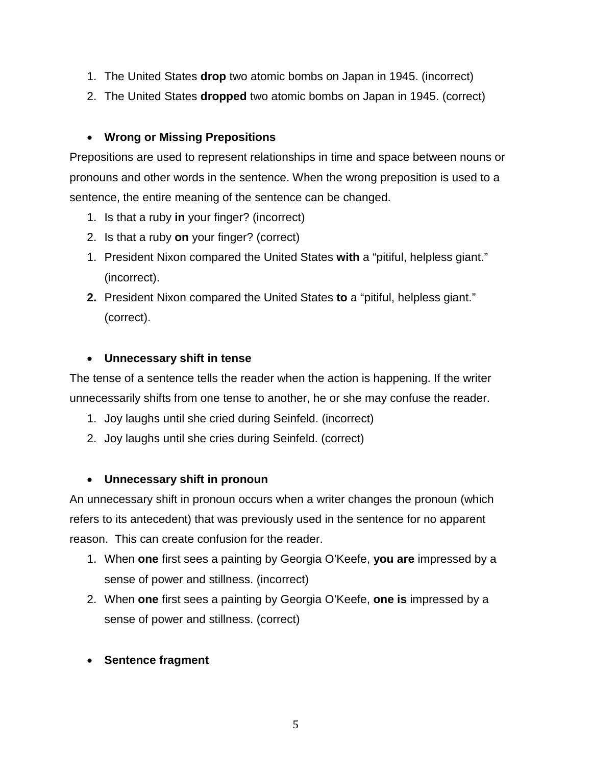1. The United States **drop** two atomic bombs on Japan in 1945. (incorrect)
2. The United States **dropped** two atomic bombs on Japan in 1945. (correct)

- **Wrong or Missing Prepositions**

Prepositions are used to represent relationships in time and space between nouns or pronouns and other words in the sentence. When the wrong preposition is used to a sentence, the entire meaning of the sentence can be changed.

1. Is that a ruby **in** your finger? (incorrect)
2. Is that a ruby **on** your finger? (correct)

1. President Nixon compared the United States **with** a "pitiful, helpless giant." (incorrect).
2. President Nixon compared the United States **to** a "pitiful, helpless giant." (correct).

- **Unnecessary shift in tense**

The tense of a sentence tells the reader when the action is happening. If the writer unnecessarily shifts from one tense to another, he or she may confuse the reader.

1. Joy laughs until she cried during Seinfeld. (incorrect)
2. Joy laughs until she cries during Seinfeld. (correct)

- **Unnecessary shift in pronoun**

An unnecessary shift in pronoun occurs when a writer changes the pronoun (which refers to its antecedent) that was previously used in the sentence for no apparent reason. This can create confusion for the reader.

1. When **one** first sees a painting by Georgia O'Keefe, **you are** impressed by a sense of power and stillness. (incorrect)
2. When **one** first sees a painting by Georgia O'Keefe, **one is** impressed by a sense of power and stillness. (correct)

- **Sentence fragment**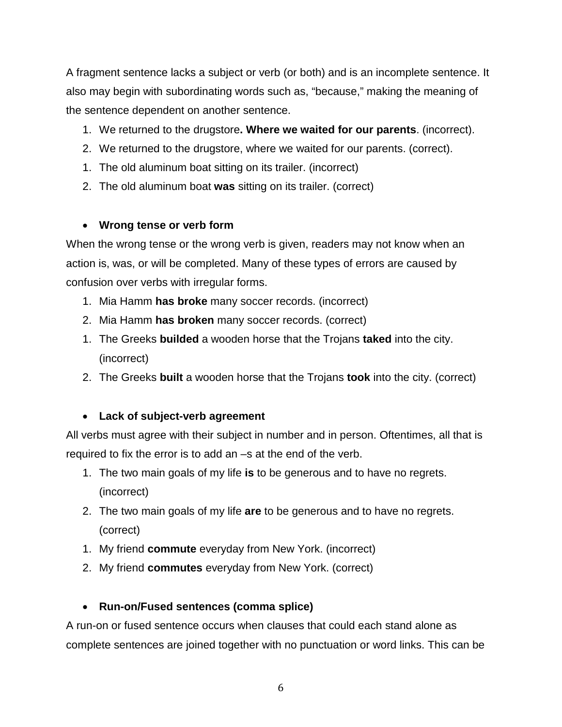A fragment sentence lacks a subject or verb (or both) and is an incomplete sentence. It also may begin with subordinating words such as, “because,” making the meaning of the sentence dependent on another sentence.

1. We returned to the drugstore**. Where we waited for our parents**. (incorrect).
2. We returned to the drugstore, where we waited for our parents. (correct).

1. The old aluminum boat sitting on its trailer. (incorrect)
2. The old aluminum boat **was** sitting on its trailer. (correct)

- **Wrong tense or verb form**

When the wrong tense or the wrong verb is given, readers may not know when an action is, was, or will be completed. Many of these types of errors are caused by confusion over verbs with irregular forms.

1. Mia Hamm **has broke** many soccer records. (incorrect)
2. Mia Hamm **has broken** many soccer records. (correct)

1. The Greeks **builded** a wooden horse that the Trojans **taked** into the city. (incorrect)
2. The Greeks **built** a wooden horse that the Trojans **took** into the city. (correct)

- **Lack of subject-verb agreement**

All verbs must agree with their subject in number and in person. Oftentimes, all that is required to fix the error is to add an –s at the end of the verb.

1. The two main goals of my life **is** to be generous and to have no regrets. (incorrect)
2. The two main goals of my life **are** to be generous and to have no regrets. (correct)

1. My friend **commute** everyday from New York. (incorrect)
2. My friend **commutes** everyday from New York. (correct)

- **Run-on/Fused sentences (comma splice)**

A run-on or fused sentence occurs when clauses that could each stand alone as complete sentences are joined together with no punctuation or word links. This can be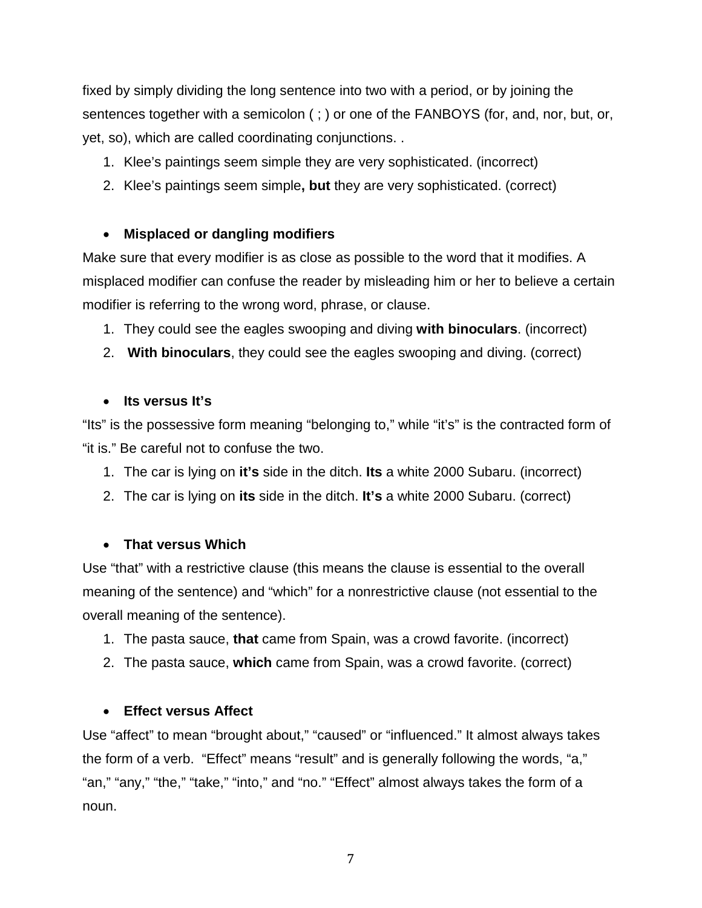fixed by simply dividing the long sentence into two with a period, or by joining the sentences together with a semicolon ( ; ) or one of the FANBOYS (for, and, nor, but, or, yet, so), which are called coordinating conjunctions. .

1. Klee's paintings seem simple they are very sophisticated. (incorrect)
2. Klee's paintings seem simple**, but** they are very sophisticated. (correct)

- **Misplaced or dangling modifiers**

Make sure that every modifier is as close as possible to the word that it modifies. A misplaced modifier can confuse the reader by misleading him or her to believe a certain modifier is referring to the wrong word, phrase, or clause.

1. They could see the eagles swooping and diving **with binoculars**. (incorrect)
2. **With binoculars**, they could see the eagles swooping and diving. (correct)

- **Its versus It's**

"Its" is the possessive form meaning "belonging to," while "it's" is the contracted form of "it is." Be careful not to confuse the two.

1. The car is lying on **it's** side in the ditch. **Its** a white 2000 Subaru. (incorrect)
2. The car is lying on **its** side in the ditch. **It's** a white 2000 Subaru. (correct)

- **That versus Which**

Use "that" with a restrictive clause (this means the clause is essential to the overall meaning of the sentence) and "which" for a nonrestrictive clause (not essential to the overall meaning of the sentence).

1. The pasta sauce, **that** came from Spain, was a crowd favorite. (incorrect)
2. The pasta sauce, **which** came from Spain, was a crowd favorite. (correct)

- **Effect versus Affect**

Use "affect" to mean "brought about," "caused" or "influenced." It almost always takes the form of a verb. "Effect" means "result" and is generally following the words, "a," "an," "any," "the," "take," "into," and "no." "Effect" almost always takes the form of a noun.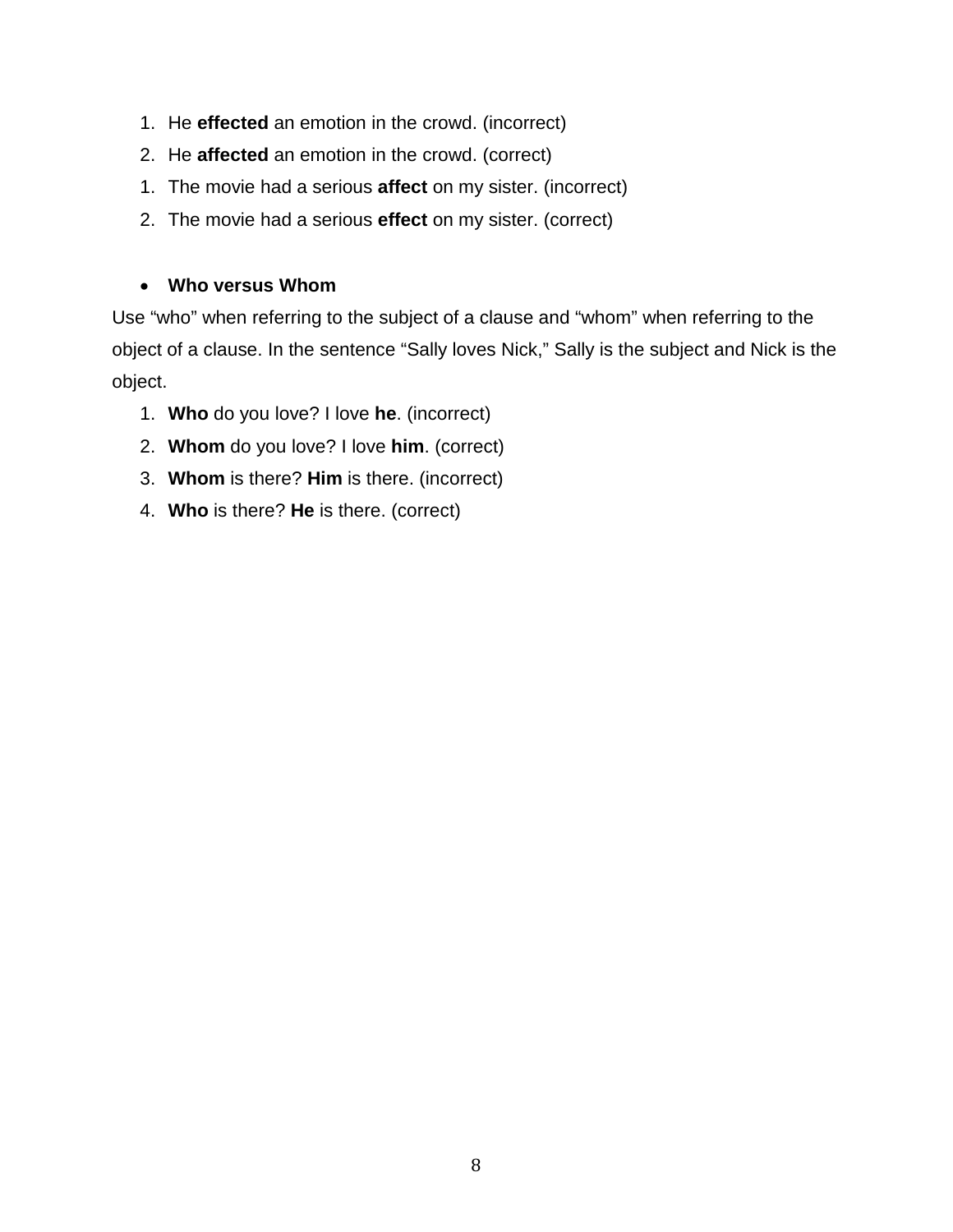1. He **effected** an emotion in the crowd. (incorrect)
2. He **affected** an emotion in the crowd. (correct)

1. The movie had a serious **affect** on my sister. (incorrect)
2. The movie had a serious **effect** on my sister. (correct)

- **Who versus Whom**

Use "who" when referring to the subject of a clause and "whom" when referring to the object of a clause. In the sentence "Sally loves Nick," Sally is the subject and Nick is the object.

1. **Who** do you love? I love **he**. (incorrect)
2. **Whom** do you love? I love **him**. (correct)
3. **Whom** is there? **Him** is there. (incorrect)
4. **Who** is there? **He** is there. (correct)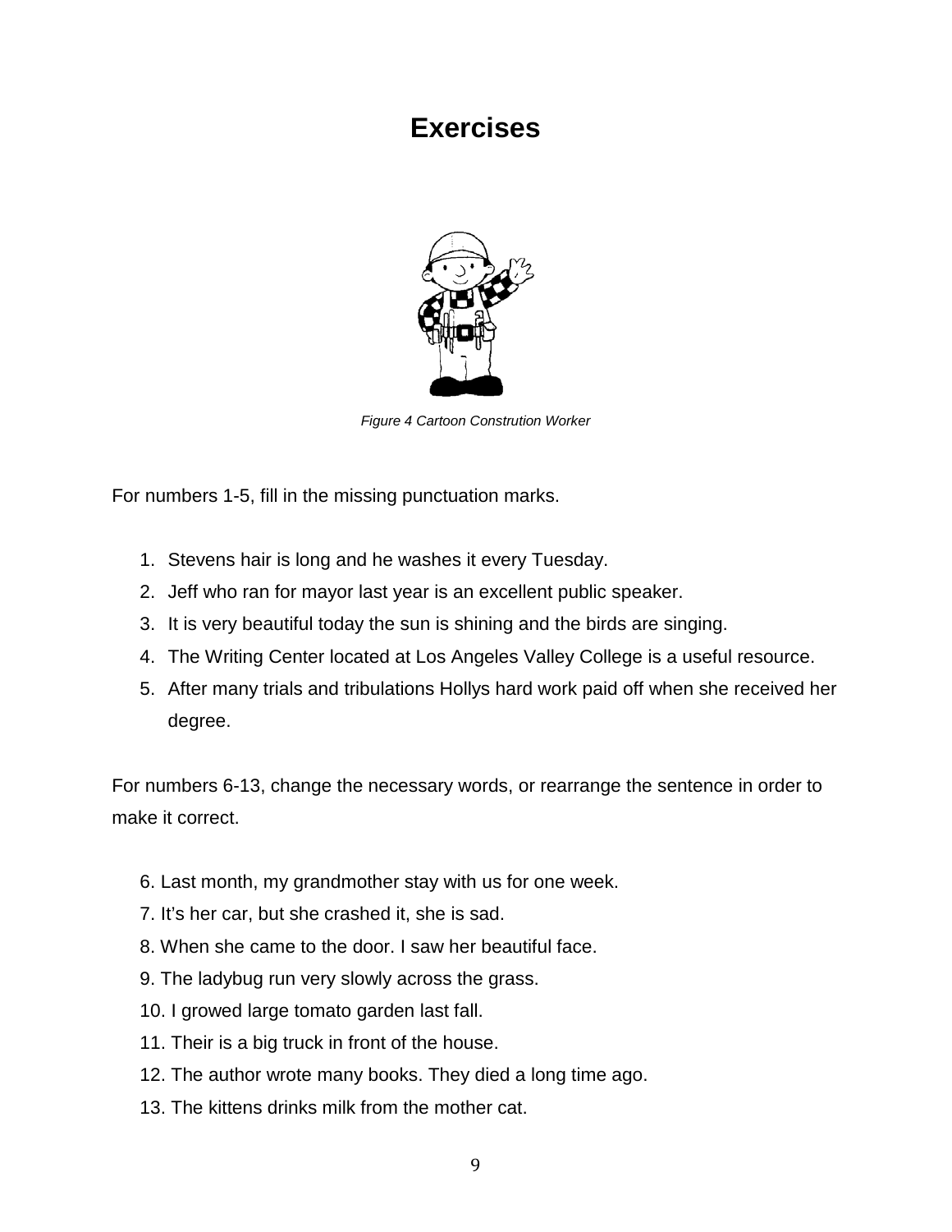# Exercises

*Figure 4 Cartoon Constrution Worker*

For numbers 1-5, fill in the missing punctuation marks.

1. Stevens hair is long and he washes it every Tuesday.
2. Jeff who ran for mayor last year is an excellent public speaker.
3. It is very beautiful today the sun is shining and the birds are singing.
4. The Writing Center located at Los Angeles Valley College is a useful resource.
5. After many trials and tribulations Hollys hard work paid off when she received her degree.

For numbers 6-13, change the necessary words, or rearrange the sentence in order to make it correct.

6. Last month, my grandmother stay with us for one week.
7. It's her car, but she crashed it, she is sad.
8. When she came to the door. I saw her beautiful face.
9. The ladybug run very slowly across the grass.
10. I growed large tomato garden last fall.
11. Their is a big truck in front of the house.
12. The author wrote many books. They died a long time ago.
13. The kittens drinks milk from the mother cat.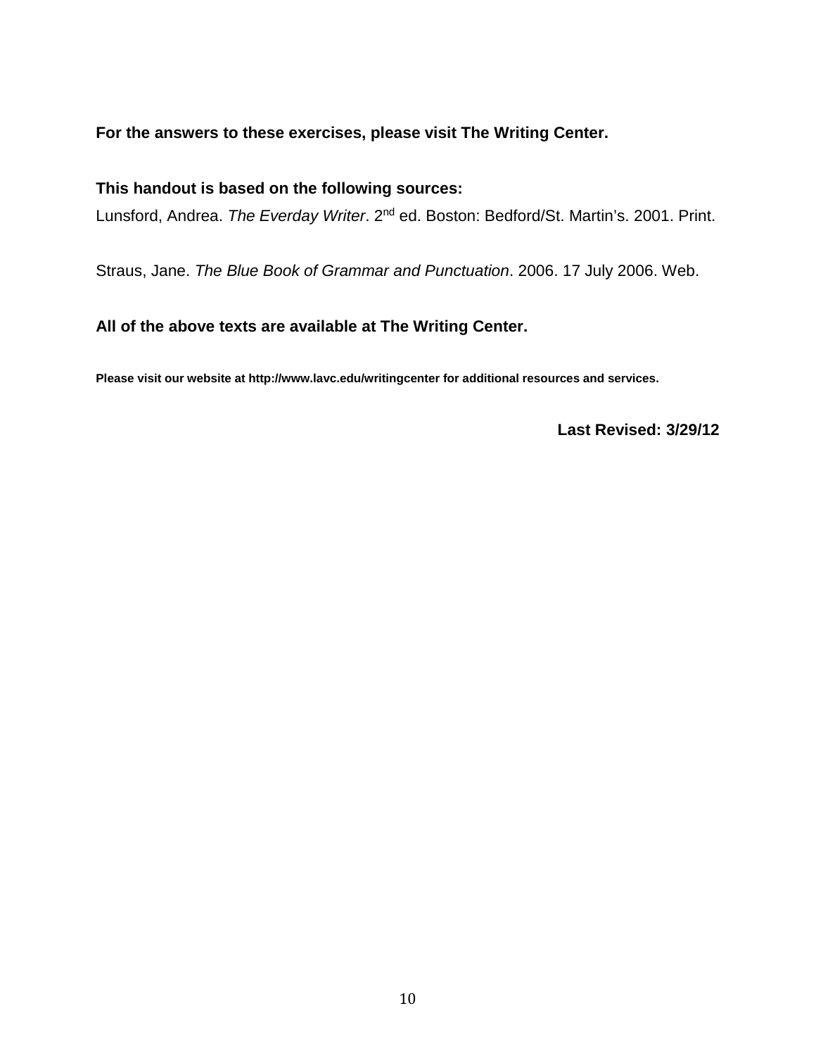**For the answers to these exercises, please visit The Writing Center.**

**This handout is based on the following sources:**

Lunsford, Andrea. *The Everday Writer*. 2nd ed. Boston: Bedford/St. Martin's. 2001. Print.

Straus, Jane. *The Blue Book of Grammar and Punctuation*. 2006. 17 July 2006. Web.

**All of the above texts are available at The Writing Center.**

**Please visit our website at http://www.lavc.edu/writingcenter for additional resources and services.**

**Last Revised: 3/29/12**